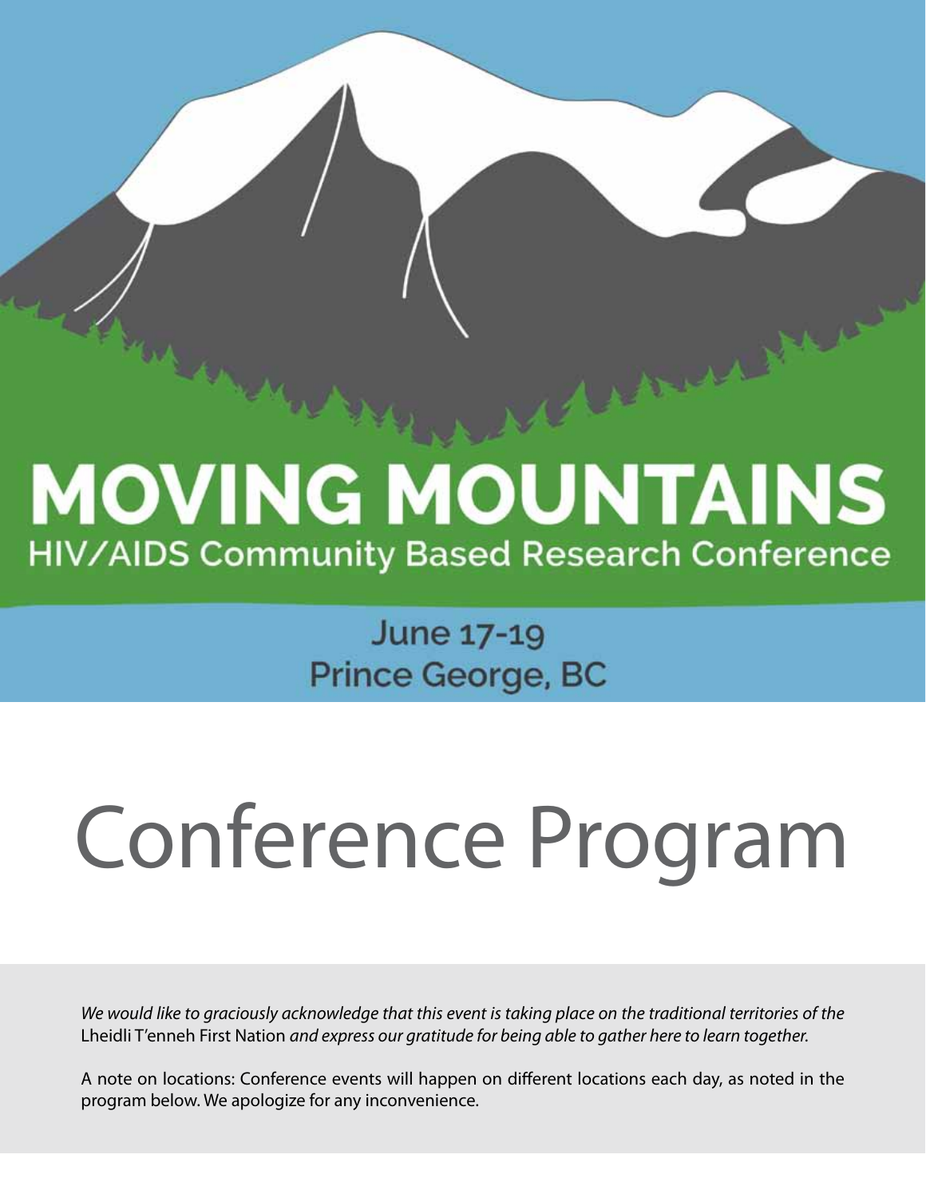# MOVING MOUNTAINS

## HIV/AIDS Community Based Research Conference

June 17-19
Prince George, BC

# Conference Program

*We would like to graciously acknowledge that this event is taking place on the traditional territories of the* Lheidli T'enneh First Nation *and express our gratitude for being able to gather here to learn together.*

A note on locations: Conference events will happen on different locations each day, as noted in the program below. We apologize for any inconvenience.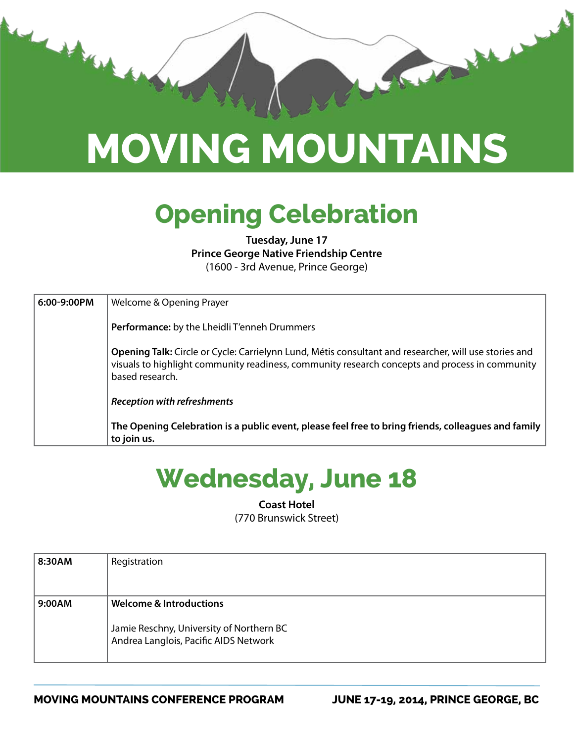# MOVING MOUNTAINS

## Opening Celebration

**Tuesday, June 17**
**Prince George Native Friendship Centre**
(1600 - 3rd Avenue, Prince George)

| | |
|---|---|
| **6:00-9:00PM** | Welcome & Opening Prayer<br><br>**Performance:** by the Lheidli T'enneh Drummers<br><br>**Opening Talk:** Circle or Cycle: Carrielynn Lund, Métis consultant and researcher, will use stories and visuals to highlight community readiness, community research concepts and process in community based research.<br><br>***Reception with refreshments***<br><br>**The Opening Celebration is a public event, please feel free to bring friends, colleagues and family to join us.** |

## Wednesday, June 18

**Coast Hotel**
(770 Brunswick Street)

| | |
|---|---|
| **8:30AM** | Registration |
| **9:00AM** | **Welcome & Introductions**<br><br>Jamie Reschny, University of Northern BC<br>Andrea Langlois, Pacific AIDS Network |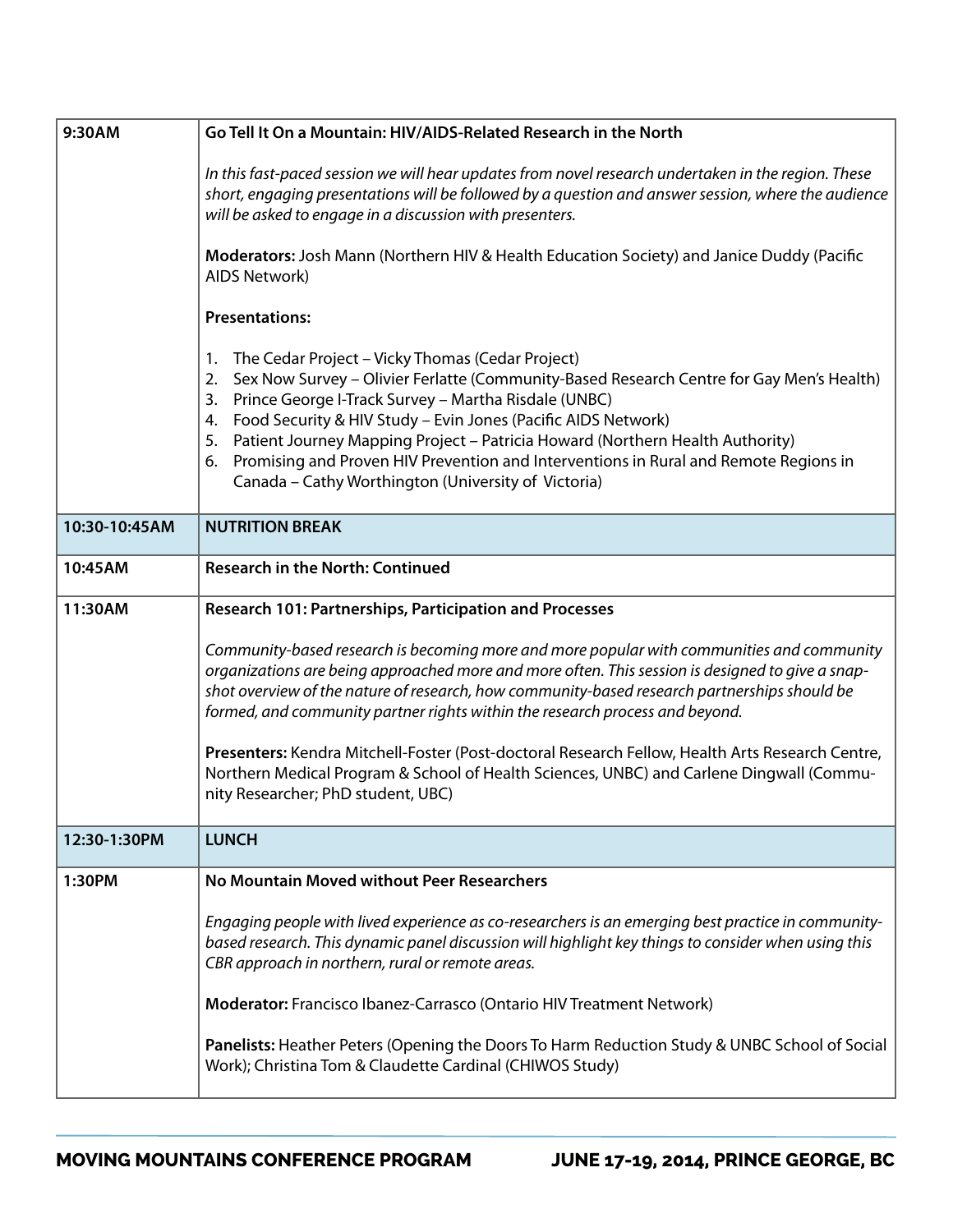| | |
|---|---|
| 9:30AM | **Go Tell It On a Mountain: HIV/AIDS-Related Research in the North**<br><br>*In this fast-paced session we will hear updates from novel research undertaken in the region. These short, engaging presentations will be followed by a question and answer session, where the audience will be asked to engage in a discussion with presenters.*<br><br>**Moderators:** Josh Mann (Northern HIV & Health Education Society) and Janice Duddy (Pacific AIDS Network)<br><br>**Presentations:**<br><br>1. The Cedar Project – Vicky Thomas (Cedar Project)<br>2. Sex Now Survey – Olivier Ferlatte (Community-Based Research Centre for Gay Men's Health)<br>3. Prince George I-Track Survey – Martha Risdale (UNBC)<br>4. Food Security & HIV Study – Evin Jones (Pacific AIDS Network)<br>5. Patient Journey Mapping Project – Patricia Howard (Northern Health Authority)<br>6. Promising and Proven HIV Prevention and Interventions in Rural and Remote Regions in Canada – Cathy Worthington (University of Victoria) |
| **10:30-10:45AM** | **NUTRITION BREAK** |
| **10:45AM** | **Research in the North: Continued** |
| **11:30AM** | **Research 101: Partnerships, Participation and Processes**<br><br>*Community-based research is becoming more and more popular with communities and community organizations are being approached more and more often. This session is designed to give a snap-shot overview of the nature of research, how community-based research partnerships should be formed, and community partner rights within the research process and beyond.*<br><br>**Presenters:** Kendra Mitchell-Foster (Post-doctoral Research Fellow, Health Arts Research Centre, Northern Medical Program & School of Health Sciences, UNBC) and Carlene Dingwall (Community Researcher; PhD student, UBC) |
| **12:30-1:30PM** | **LUNCH** |
| **1:30PM** | **No Mountain Moved without Peer Researchers**<br><br>*Engaging people with lived experience as co-researchers is an emerging best practice in community-based research. This dynamic panel discussion will highlight key things to consider when using this CBR approach in northern, rural or remote areas.*<br><br>**Moderator:** Francisco Ibanez-Carrasco (Ontario HIV Treatment Network)<br><br>**Panelists:** Heather Peters (Opening the Doors To Harm Reduction Study & UNBC School of Social Work); Christina Tom & Claudette Cardinal (CHIWOS Study) |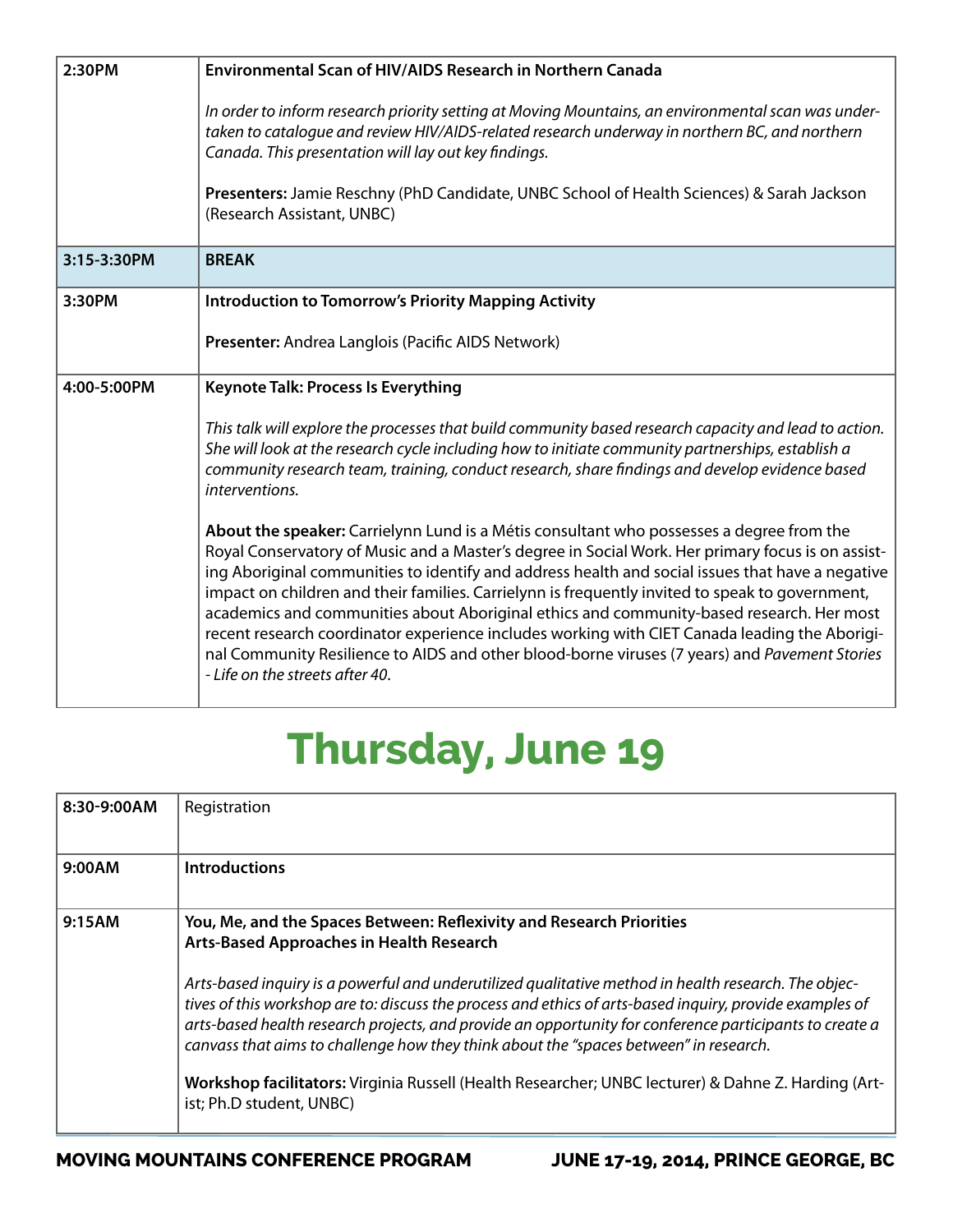| | |
|---|---|
| 2:30PM | **Environmental Scan of HIV/AIDS Research in Northern Canada**<br><br>*In order to inform research priority setting at Moving Mountains, an environmental scan was undertaken to catalogue and review HIV/AIDS-related research underway in northern BC, and northern Canada. This presentation will lay out key findings.*<br><br>**Presenters:** Jamie Reschny (PhD Candidate, UNBC School of Health Sciences) & Sarah Jackson (Research Assistant, UNBC) |
| **3:15-3:30PM** | **BREAK** |
| 3:30PM | **Introduction to Tomorrow's Priority Mapping Activity**<br><br>**Presenter:** Andrea Langlois (Pacific AIDS Network) |
| 4:00-5:00PM | **Keynote Talk: Process Is Everything**<br><br>*This talk will explore the processes that build community based research capacity and lead to action. She will look at the research cycle including how to initiate community partnerships, establish a community research team, training, conduct research, share findings and develop evidence based interventions.*<br><br>**About the speaker:** Carrielynn Lund is a Métis consultant who possesses a degree from the Royal Conservatory of Music and a Master's degree in Social Work. Her primary focus is on assisting Aboriginal communities to identify and address health and social issues that have a negative impact on children and their families. Carrielynn is frequently invited to speak to government, academics and communities about Aboriginal ethics and community-based research. Her most recent research coordinator experience includes working with CIET Canada leading the Aboriginal Community Resilience to AIDS and other blood-borne viruses (7 years) and *Pavement Stories - Life on the streets after 40.* |

# Thursday, June 19

| | |
|---|---|
| 8:30-9:00AM | Registration |
| 9:00AM | **Introductions** |
| 9:15AM | **You, Me, and the Spaces Between: Reflexivity and Research Priorities**<br>**Arts-Based Approaches in Health Research**<br><br>*Arts-based inquiry is a powerful and underutilized qualitative method in health research. The objectives of this workshop are to: discuss the process and ethics of arts-based inquiry, provide examples of arts-based health research projects, and provide an opportunity for conference participants to create a canvass that aims to challenge how they think about the "spaces between" in research.*<br><br>**Workshop facilitators:** Virginia Russell (Health Researcher; UNBC lecturer) & Dahne Z. Harding (Artist; Ph.D student, UNBC) |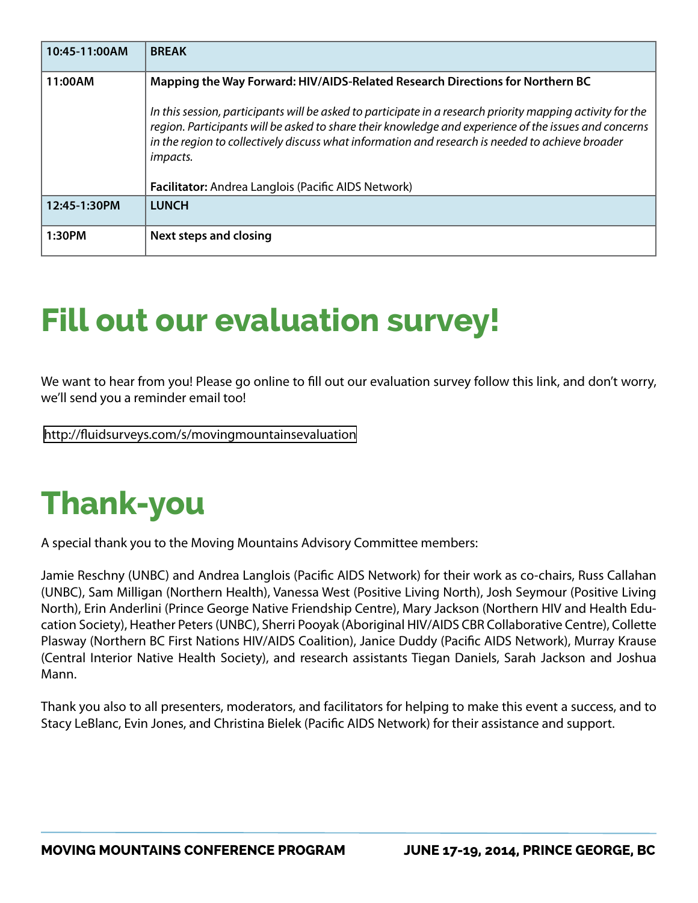| 10:45-11:00AM | **BREAK** |
|---|---|
| 11:00AM | **Mapping the Way Forward: HIV/AIDS-Related Research Directions for Northern BC**<br><br>*In this session, participants will be asked to participate in a research priority mapping activity for the region. Participants will be asked to share their knowledge and experience of the issues and concerns in the region to collectively discuss what information and research is needed to achieve broader impacts.*<br><br>**Facilitator:** Andrea Langlois (Pacific AIDS Network) |
| 12:45-1:30PM | **LUNCH** |
| 1:30PM | **Next steps and closing** |

# Fill out our evaluation survey!

We want to hear from you! Please go online to fill out our evaluation survey follow this link, and don't worry, we'll send you a reminder email too!

http://fluidsurveys.com/s/movingmountainsevaluation

# Thank-you

A special thank you to the Moving Mountains Advisory Committee members:

Jamie Reschny (UNBC) and Andrea Langlois (Pacific AIDS Network) for their work as co-chairs, Russ Callahan (UNBC), Sam Milligan (Northern Health), Vanessa West (Positive Living North), Josh Seymour (Positive Living North), Erin Anderlini (Prince George Native Friendship Centre), Mary Jackson (Northern HIV and Health Education Society), Heather Peters (UNBC), Sherri Pooyak (Aboriginal HIV/AIDS CBR Collaborative Centre), Collette Plasway (Northern BC First Nations HIV/AIDS Coalition), Janice Duddy (Pacific AIDS Network), Murray Krause (Central Interior Native Health Society), and research assistants Tiegan Daniels, Sarah Jackson and Joshua Mann.

Thank you also to all presenters, moderators, and facilitators for helping to make this event a success, and to Stacy LeBlanc, Evin Jones, and Christina Bielek (Pacific AIDS Network) for their assistance and support.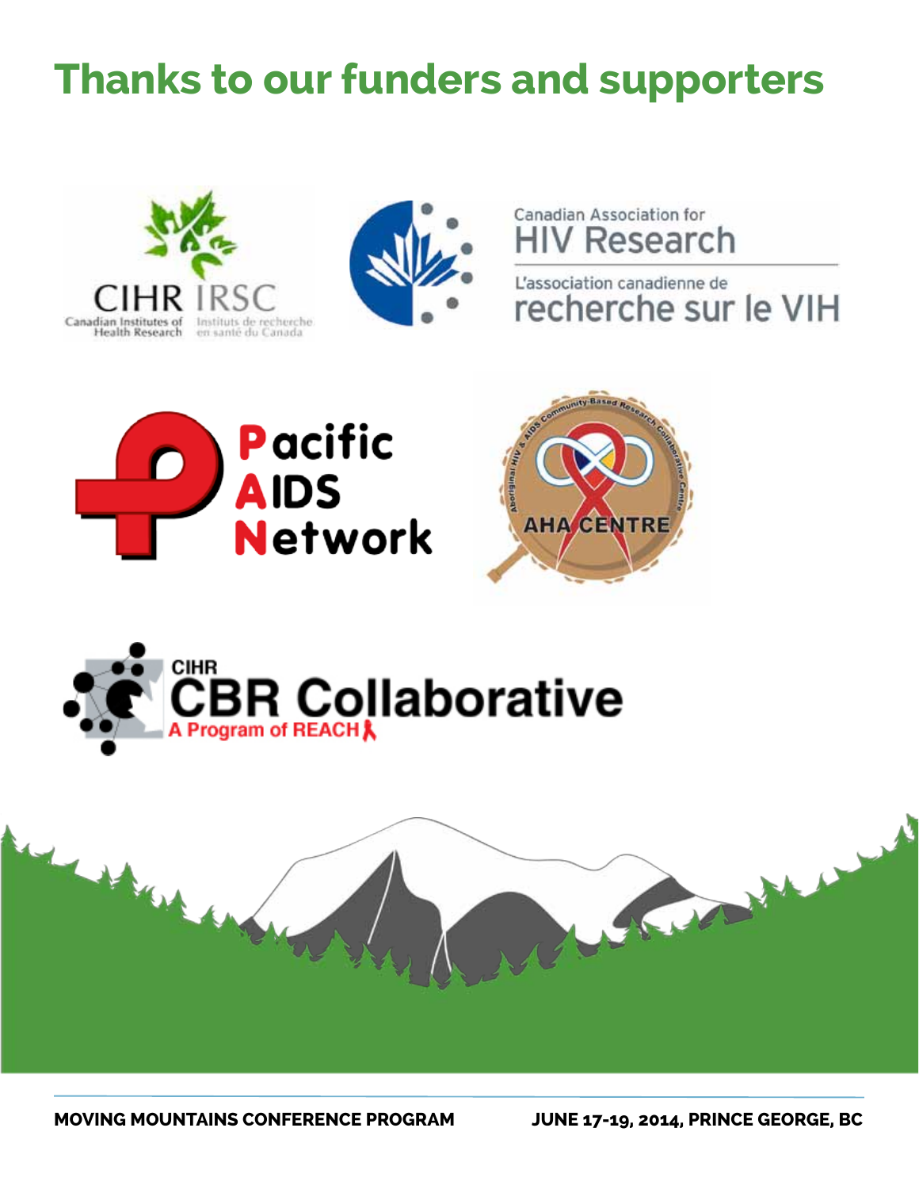# Thanks to our funders and supporters

CIHR IRSC
Canadian Institutes of Health Research
Instituts de recherche en santé du Canada

Canadian Association for
HIV Research
L'association canadienne de
recherche sur le VIH

Pacific
AIDS
Network

Aboriginal HIV & AIDS Community-Based Research Collaborative Centre
AHA CENTRE

CIHR
CBR Collaborative
A Program of REACH